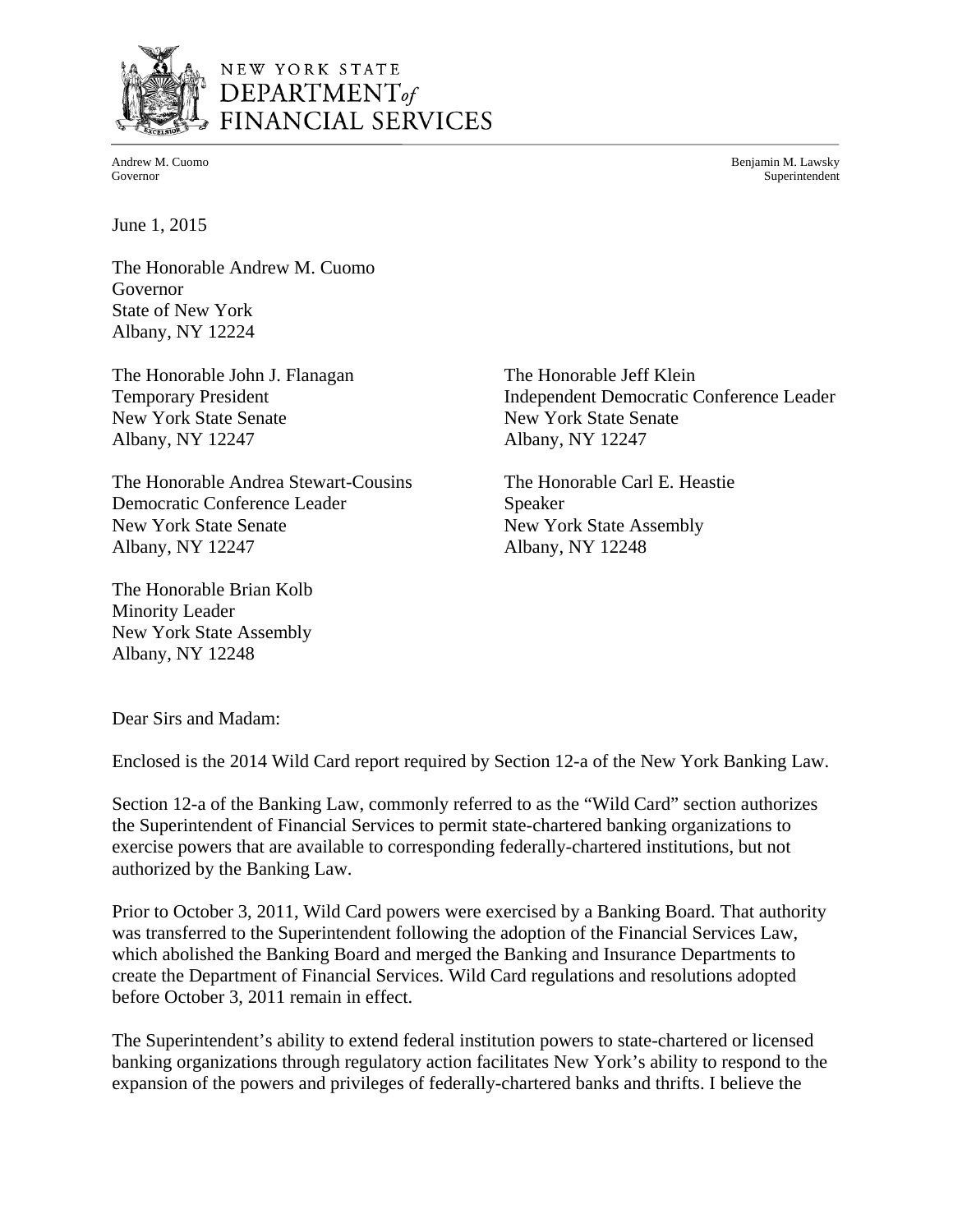NEW YORK STATE
DEPARTMENT of
FINANCIAL SERVICES

Andrew M. Cuomo
Governor

Benjamin M. Lawsky
Superintendent

June 1, 2015

The Honorable Andrew M. Cuomo
Governor
State of New York
Albany, NY 12224

The Honorable John J. Flanagan
Temporary President
New York State Senate
Albany, NY 12247

The Honorable Jeff Klein
Independent Democratic Conference Leader
New York State Senate
Albany, NY 12247

The Honorable Andrea Stewart-Cousins
Democratic Conference Leader
New York State Senate
Albany, NY 12247

The Honorable Carl E. Heastie
Speaker
New York State Assembly
Albany, NY 12248

The Honorable Brian Kolb
Minority Leader
New York State Assembly
Albany, NY 12248

Dear Sirs and Madam:

Enclosed is the 2014 Wild Card report required by Section 12-a of the New York Banking Law.

Section 12-a of the Banking Law, commonly referred to as the "Wild Card" section authorizes the Superintendent of Financial Services to permit state-chartered banking organizations to exercise powers that are available to corresponding federally-chartered institutions, but not authorized by the Banking Law.

Prior to October 3, 2011, Wild Card powers were exercised by a Banking Board. That authority was transferred to the Superintendent following the adoption of the Financial Services Law, which abolished the Banking Board and merged the Banking and Insurance Departments to create the Department of Financial Services. Wild Card regulations and resolutions adopted before October 3, 2011 remain in effect.

The Superintendent's ability to extend federal institution powers to state-chartered or licensed banking organizations through regulatory action facilitates New York's ability to respond to the expansion of the powers and privileges of federally-chartered banks and thrifts. I believe the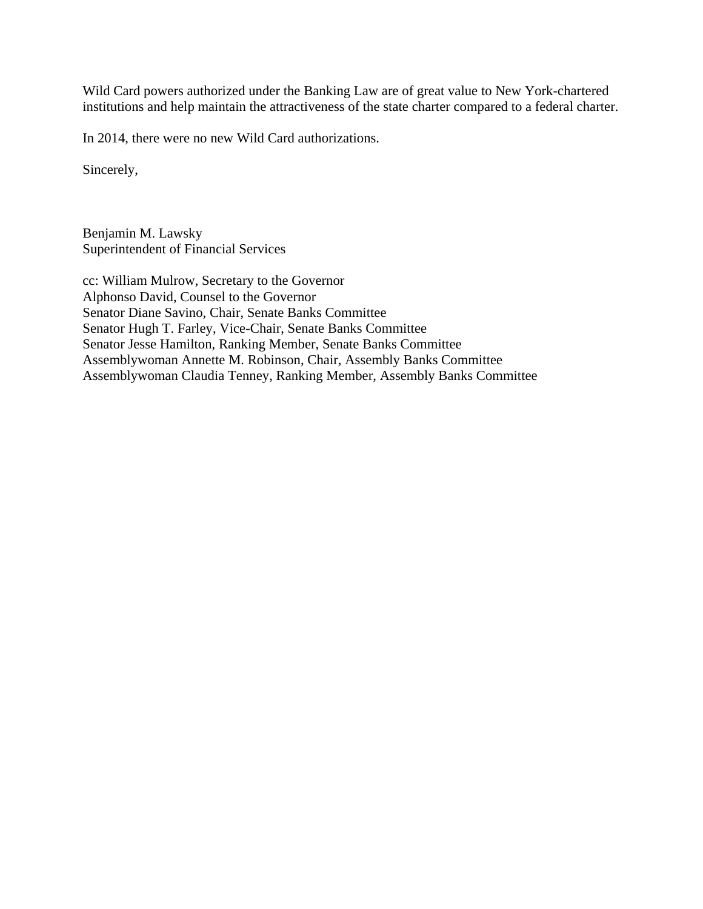Wild Card powers authorized under the Banking Law are of great value to New York-chartered institutions and help maintain the attractiveness of the state charter compared to a federal charter.

In 2014, there were no new Wild Card authorizations.

Sincerely,

Benjamin M. Lawsky
Superintendent of Financial Services

cc: William Mulrow, Secretary to the Governor
Alphonso David, Counsel to the Governor
Senator Diane Savino, Chair, Senate Banks Committee
Senator Hugh T. Farley, Vice-Chair, Senate Banks Committee
Senator Jesse Hamilton, Ranking Member, Senate Banks Committee
Assemblywoman Annette M. Robinson, Chair, Assembly Banks Committee
Assemblywoman Claudia Tenney, Ranking Member, Assembly Banks Committee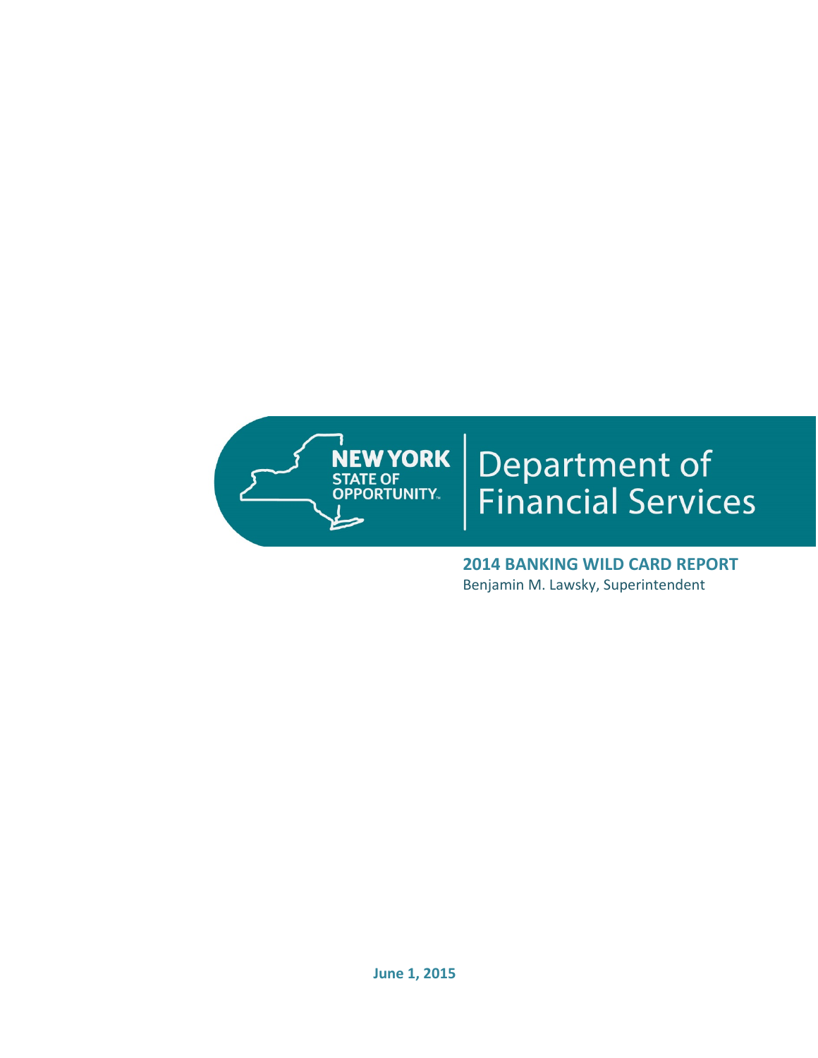Department of Financial Services

**2014 BANKING WILD CARD REPORT**

Benjamin M. Lawsky, Superintendent

**June 1, 2015**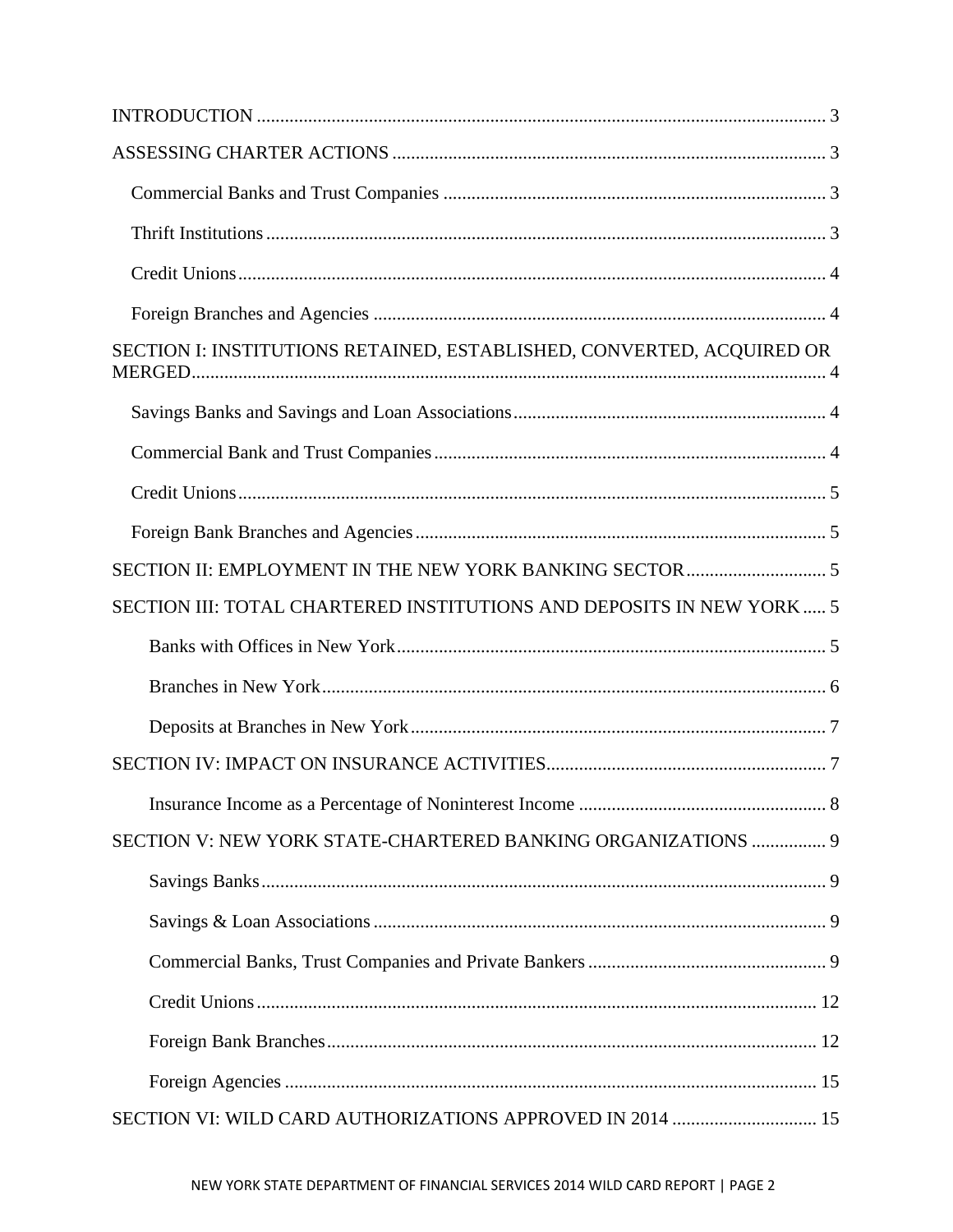INTRODUCTION ........................................................................................................................ 3

ASSESSING CHARTER ACTIONS ........................................................................................... 3

- Commercial Banks and Trust Companies ................................................................................ 3
- Thrift Institutions ...................................................................................................................... 3
- Credit Unions ............................................................................................................................ 4
- Foreign Branches and Agencies ............................................................................................... 4

SECTION I: INSTITUTIONS RETAINED, ESTABLISHED, CONVERTED, ACQUIRED OR MERGED ...................................................................................................................................... 4

- Savings Banks and Savings and Loan Associations .................................................................. 4
- Commercial Bank and Trust Companies ................................................................................... 4
- Credit Unions ............................................................................................................................ 5
- Foreign Bank Branches and Agencies ...................................................................................... 5

SECTION II: EMPLOYMENT IN THE NEW YORK BANKING SECTOR .............................. 5

SECTION III: TOTAL CHARTERED INSTITUTIONS AND DEPOSITS IN NEW YORK ..... 5

- Banks with Offices in New York ........................................................................................... 5
- Branches in New York ........................................................................................................... 6
- Deposits at Branches in New York ........................................................................................ 7

SECTION IV: IMPACT ON INSURANCE ACTIVITIES ........................................................... 7

- Insurance Income as a Percentage of Noninterest Income ..................................................... 8

SECTION V: NEW YORK STATE-CHARTERED BANKING ORGANIZATIONS ................ 9

- Savings Banks ........................................................................................................................ 9
- Savings & Loan Associations ................................................................................................ 9
- Commercial Banks, Trust Companies and Private Bankers ................................................... 9
- Credit Unions ...................................................................................................................... 12
- Foreign Bank Branches ........................................................................................................ 12
- Foreign Agencies ................................................................................................................. 15

SECTION VI: WILD CARD AUTHORIZATIONS APPROVED IN 2014 ............................... 15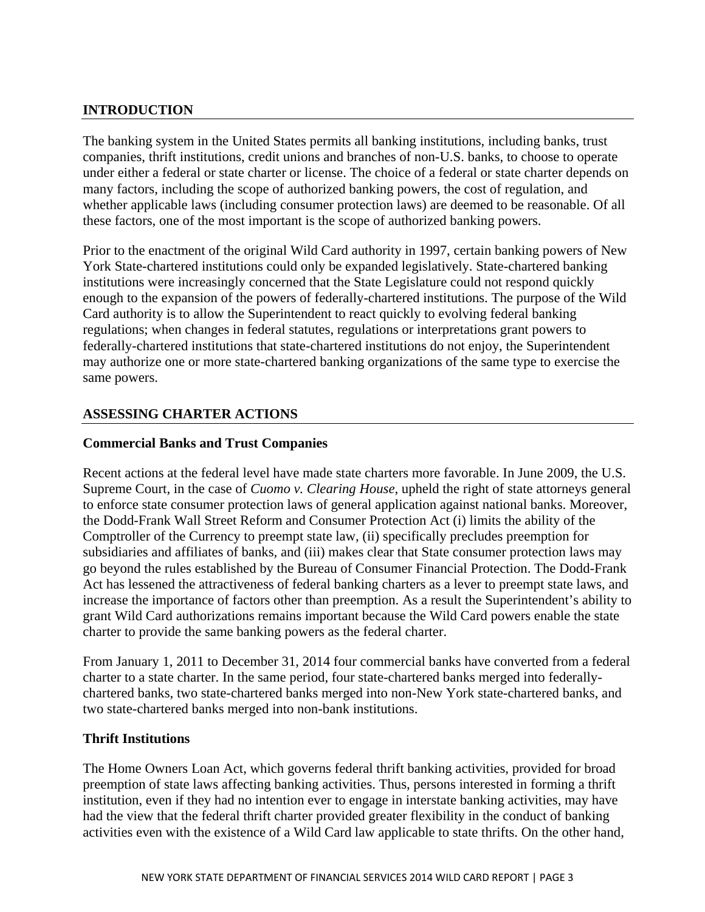## INTRODUCTION

The banking system in the United States permits all banking institutions, including banks, trust companies, thrift institutions, credit unions and branches of non-U.S. banks, to choose to operate under either a federal or state charter or license. The choice of a federal or state charter depends on many factors, including the scope of authorized banking powers, the cost of regulation, and whether applicable laws (including consumer protection laws) are deemed to be reasonable. Of all these factors, one of the most important is the scope of authorized banking powers.

Prior to the enactment of the original Wild Card authority in 1997, certain banking powers of New York State-chartered institutions could only be expanded legislatively. State-chartered banking institutions were increasingly concerned that the State Legislature could not respond quickly enough to the expansion of the powers of federally-chartered institutions. The purpose of the Wild Card authority is to allow the Superintendent to react quickly to evolving federal banking regulations; when changes in federal statutes, regulations or interpretations grant powers to federally-chartered institutions that state-chartered institutions do not enjoy, the Superintendent may authorize one or more state-chartered banking organizations of the same type to exercise the same powers.

## ASSESSING CHARTER ACTIONS

### Commercial Banks and Trust Companies

Recent actions at the federal level have made state charters more favorable. In June 2009, the U.S. Supreme Court, in the case of *Cuomo v. Clearing House*, upheld the right of state attorneys general to enforce state consumer protection laws of general application against national banks. Moreover, the Dodd-Frank Wall Street Reform and Consumer Protection Act (i) limits the ability of the Comptroller of the Currency to preempt state law, (ii) specifically precludes preemption for subsidiaries and affiliates of banks, and (iii) makes clear that State consumer protection laws may go beyond the rules established by the Bureau of Consumer Financial Protection. The Dodd-Frank Act has lessened the attractiveness of federal banking charters as a lever to preempt state laws, and increase the importance of factors other than preemption. As a result the Superintendent's ability to grant Wild Card authorizations remains important because the Wild Card powers enable the state charter to provide the same banking powers as the federal charter.

From January 1, 2011 to December 31, 2014 four commercial banks have converted from a federal charter to a state charter. In the same period, four state-chartered banks merged into federally-chartered banks, two state-chartered banks merged into non-New York state-chartered banks, and two state-chartered banks merged into non-bank institutions.

### Thrift Institutions

The Home Owners Loan Act, which governs federal thrift banking activities, provided for broad preemption of state laws affecting banking activities. Thus, persons interested in forming a thrift institution, even if they had no intention ever to engage in interstate banking activities, may have had the view that the federal thrift charter provided greater flexibility in the conduct of banking activities even with the existence of a Wild Card law applicable to state thrifts. On the other hand,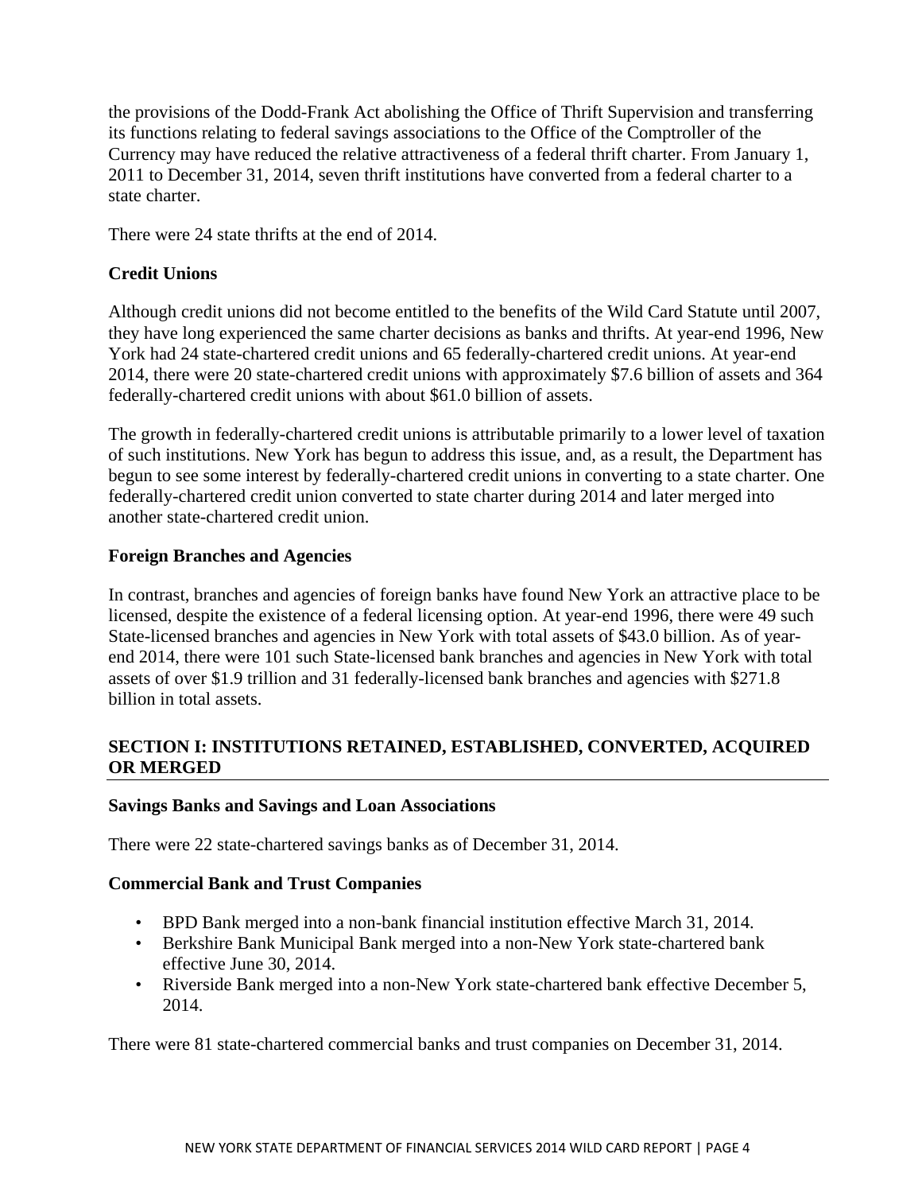the provisions of the Dodd-Frank Act abolishing the Office of Thrift Supervision and transferring its functions relating to federal savings associations to the Office of the Comptroller of the Currency may have reduced the relative attractiveness of a federal thrift charter. From January 1, 2011 to December 31, 2014, seven thrift institutions have converted from a federal charter to a state charter.

There were 24 state thrifts at the end of 2014.

**Credit Unions**

Although credit unions did not become entitled to the benefits of the Wild Card Statute until 2007, they have long experienced the same charter decisions as banks and thrifts. At year-end 1996, New York had 24 state-chartered credit unions and 65 federally-chartered credit unions. At year-end 2014, there were 20 state-chartered credit unions with approximately $7.6 billion of assets and 364 federally-chartered credit unions with about $61.0 billion of assets.

The growth in federally-chartered credit unions is attributable primarily to a lower level of taxation of such institutions. New York has begun to address this issue, and, as a result, the Department has begun to see some interest by federally-chartered credit unions in converting to a state charter. One federally-chartered credit union converted to state charter during 2014 and later merged into another state-chartered credit union.

**Foreign Branches and Agencies**

In contrast, branches and agencies of foreign banks have found New York an attractive place to be licensed, despite the existence of a federal licensing option. At year-end 1996, there were 49 such State-licensed branches and agencies in New York with total assets of $43.0 billion. As of year-end 2014, there were 101 such State-licensed bank branches and agencies in New York with total assets of over $1.9 trillion and 31 federally-licensed bank branches and agencies with $271.8 billion in total assets.

## SECTION I: INSTITUTIONS RETAINED, ESTABLISHED, CONVERTED, ACQUIRED OR MERGED

**Savings Banks and Savings and Loan Associations**

There were 22 state-chartered savings banks as of December 31, 2014.

**Commercial Bank and Trust Companies**

- BPD Bank merged into a non-bank financial institution effective March 31, 2014.
- Berkshire Bank Municipal Bank merged into a non-New York state-chartered bank effective June 30, 2014.
- Riverside Bank merged into a non-New York state-chartered bank effective December 5, 2014.

There were 81 state-chartered commercial banks and trust companies on December 31, 2014.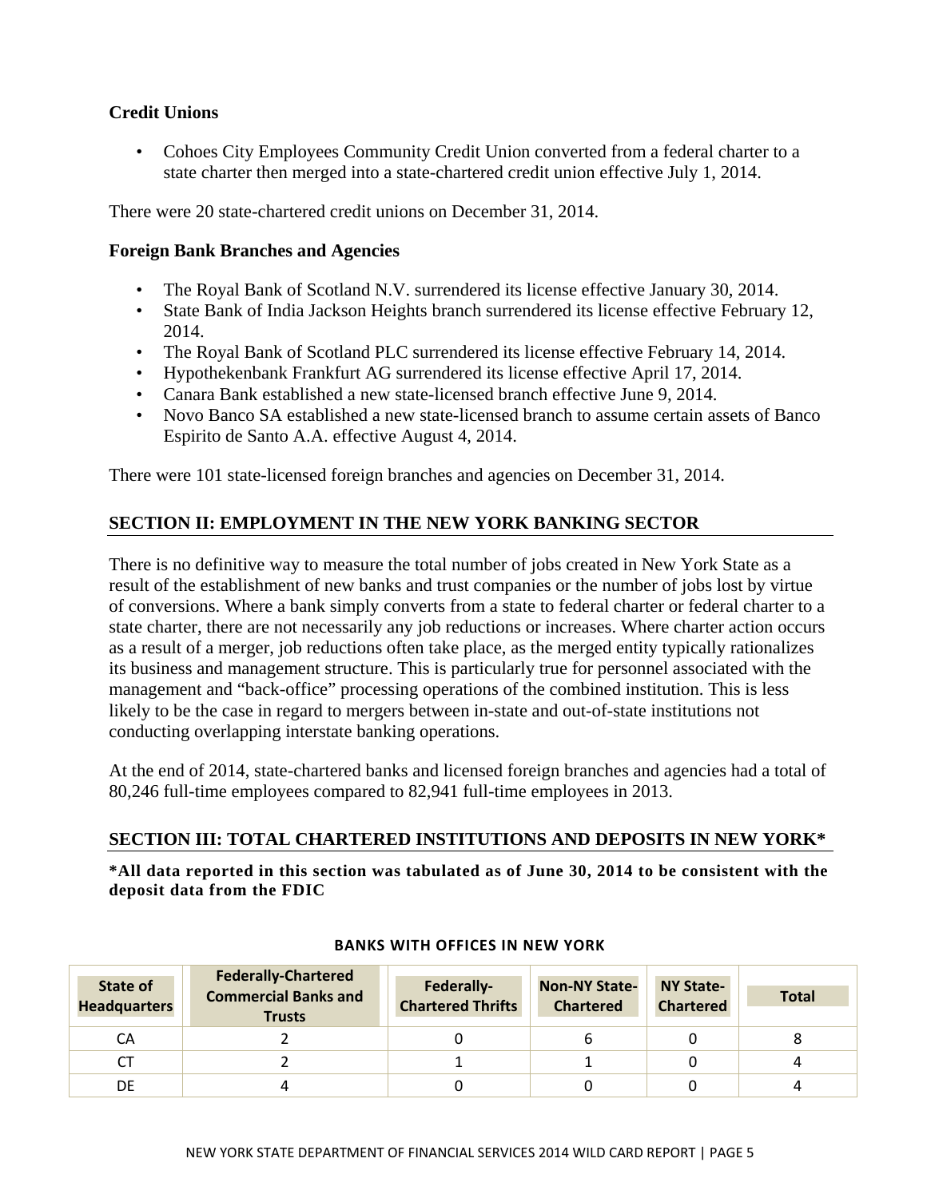### Credit Unions

- Cohoes City Employees Community Credit Union converted from a federal charter to a state charter then merged into a state-chartered credit union effective July 1, 2014.

There were 20 state-chartered credit unions on December 31, 2014.

### Foreign Bank Branches and Agencies

- The Royal Bank of Scotland N.V. surrendered its license effective January 30, 2014.
- State Bank of India Jackson Heights branch surrendered its license effective February 12, 2014.
- The Royal Bank of Scotland PLC surrendered its license effective February 14, 2014.
- Hypothekenbank Frankfurt AG surrendered its license effective April 17, 2014.
- Canara Bank established a new state-licensed branch effective June 9, 2014.
- Novo Banco SA established a new state-licensed branch to assume certain assets of Banco Espirito de Santo A.A. effective August 4, 2014.

There were 101 state-licensed foreign branches and agencies on December 31, 2014.

## SECTION II: EMPLOYMENT IN THE NEW YORK BANKING SECTOR

There is no definitive way to measure the total number of jobs created in New York State as a result of the establishment of new banks and trust companies or the number of jobs lost by virtue of conversions. Where a bank simply converts from a state to federal charter or federal charter to a state charter, there are not necessarily any job reductions or increases. Where charter action occurs as a result of a merger, job reductions often take place, as the merged entity typically rationalizes its business and management structure. This is particularly true for personnel associated with the management and "back-office" processing operations of the combined institution. This is less likely to be the case in regard to mergers between in-state and out-of-state institutions not conducting overlapping interstate banking operations.

At the end of 2014, state-chartered banks and licensed foreign branches and agencies had a total of 80,246 full-time employees compared to 82,941 full-time employees in 2013.

## SECTION III: TOTAL CHARTERED INSTITUTIONS AND DEPOSITS IN NEW YORK*

**\*All data reported in this section was tabulated as of June 30, 2014 to be consistent with the deposit data from the FDIC**

**BANKS WITH OFFICES IN NEW YORK**

| State of Headquarters | Federally-Chartered Commercial Banks and Trusts | Federally-Chartered Thrifts | Non-NY State-Chartered | NY State-Chartered | Total |
|---|---|---|---|---|---|
| CA | 2 | 0 | 6 | 0 | 8 |
| CT | 2 | 1 | 1 | 0 | 4 |
| DE | 4 | 0 | 0 | 0 | 4 |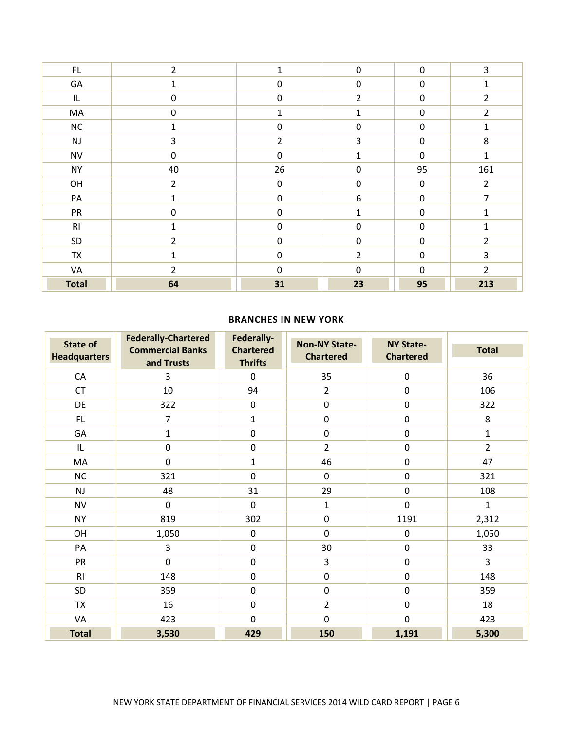| FL | 2 | 1 | 0 | 0 | 3 |
|---|---|---|---|---|---|
| GA | 1 | 0 | 0 | 0 | 1 |
| IL | 0 | 0 | 2 | 0 | 2 |
| MA | 0 | 1 | 1 | 0 | 2 |
| NC | 1 | 0 | 0 | 0 | 1 |
| NJ | 3 | 2 | 3 | 0 | 8 |
| NV | 0 | 0 | 1 | 0 | 1 |
| NY | 40 | 26 | 0 | 95 | 161 |
| OH | 2 | 0 | 0 | 0 | 2 |
| PA | 1 | 0 | 6 | 0 | 7 |
| PR | 0 | 0 | 1 | 0 | 1 |
| RI | 1 | 0 | 0 | 0 | 1 |
| SD | 2 | 0 | 0 | 0 | 2 |
| TX | 1 | 0 | 2 | 0 | 3 |
| VA | 2 | 0 | 0 | 0 | 2 |
| **Total** | **64** | **31** | **23** | **95** | **213** |

**BRANCHES IN NEW YORK**

| State of Headquarters | Federally-Chartered Commercial Banks and Trusts | Federally-Chartered Thrifts | Non-NY State-Chartered | NY State-Chartered | Total |
|---|---|---|---|---|---|
| CA | 3 | 0 | 35 | 0 | 36 |
| CT | 10 | 94 | 2 | 0 | 106 |
| DE | 322 | 0 | 0 | 0 | 322 |
| FL | 7 | 1 | 0 | 0 | 8 |
| GA | 1 | 0 | 0 | 0 | 1 |
| IL | 0 | 0 | 2 | 0 | 2 |
| MA | 0 | 1 | 46 | 0 | 47 |
| NC | 321 | 0 | 0 | 0 | 321 |
| NJ | 48 | 31 | 29 | 0 | 108 |
| NV | 0 | 0 | 1 | 0 | 1 |
| NY | 819 | 302 | 0 | 1191 | 2,312 |
| OH | 1,050 | 0 | 0 | 0 | 1,050 |
| PA | 3 | 0 | 30 | 0 | 33 |
| PR | 0 | 0 | 3 | 0 | 3 |
| RI | 148 | 0 | 0 | 0 | 148 |
| SD | 359 | 0 | 0 | 0 | 359 |
| TX | 16 | 0 | 2 | 0 | 18 |
| VA | 423 | 0 | 0 | 0 | 423 |
| **Total** | **3,530** | **429** | **150** | **1,191** | **5,300** |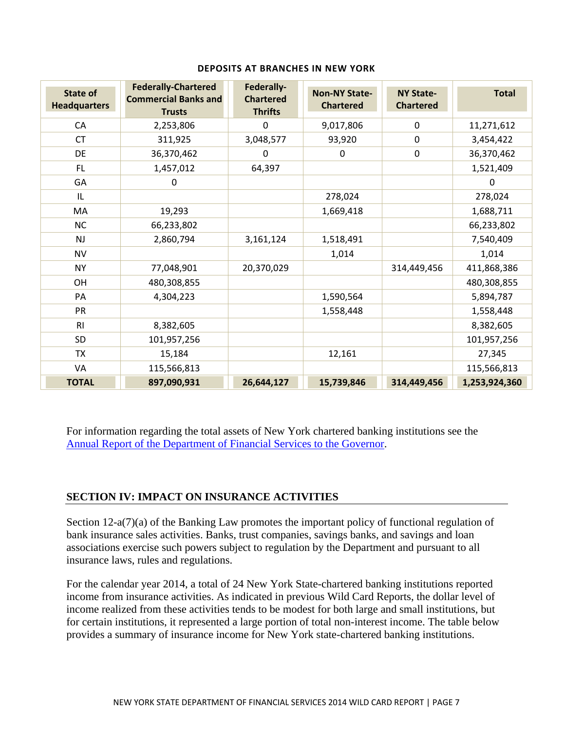**DEPOSITS AT BRANCHES IN NEW YORK**

| State of Headquarters | Federally-Chartered Commercial Banks and Trusts | Federally-Chartered Thrifts | Non-NY State-Chartered | NY State-Chartered | Total |
|---|---|---|---|---|---|
| CA | 2,253,806 | 0 | 9,017,806 | 0 | 11,271,612 |
| CT | 311,925 | 3,048,577 | 93,920 | 0 | 3,454,422 |
| DE | 36,370,462 | 0 | 0 | 0 | 36,370,462 |
| FL | 1,457,012 | 64,397 | | | 1,521,409 |
| GA | 0 | | | | 0 |
| IL | | | 278,024 | | 278,024 |
| MA | 19,293 | | 1,669,418 | | 1,688,711 |
| NC | 66,233,802 | | | | 66,233,802 |
| NJ | 2,860,794 | 3,161,124 | 1,518,491 | | 7,540,409 |
| NV | | | 1,014 | | 1,014 |
| NY | 77,048,901 | 20,370,029 | | 314,449,456 | 411,868,386 |
| OH | 480,308,855 | | | | 480,308,855 |
| PA | 4,304,223 | | 1,590,564 | | 5,894,787 |
| PR | | | 1,558,448 | | 1,558,448 |
| RI | 8,382,605 | | | | 8,382,605 |
| SD | 101,957,256 | | | | 101,957,256 |
| TX | 15,184 | | 12,161 | | 27,345 |
| VA | 115,566,813 | | | | 115,566,813 |
| **TOTAL** | **897,090,931** | **26,644,127** | **15,739,846** | **314,449,456** | **1,253,924,360** |

For information regarding the total assets of New York chartered banking institutions see the Annual Report of the Department of Financial Services to the Governor.

## SECTION IV: IMPACT ON INSURANCE ACTIVITIES

Section 12-a(7)(a) of the Banking Law promotes the important policy of functional regulation of bank insurance sales activities. Banks, trust companies, savings banks, and savings and loan associations exercise such powers subject to regulation by the Department and pursuant to all insurance laws, rules and regulations.

For the calendar year 2014, a total of 24 New York State-chartered banking institutions reported income from insurance activities. As indicated in previous Wild Card Reports, the dollar level of income realized from these activities tends to be modest for both large and small institutions, but for certain institutions, it represented a large portion of total non-interest income. The table below provides a summary of insurance income for New York state-chartered banking institutions.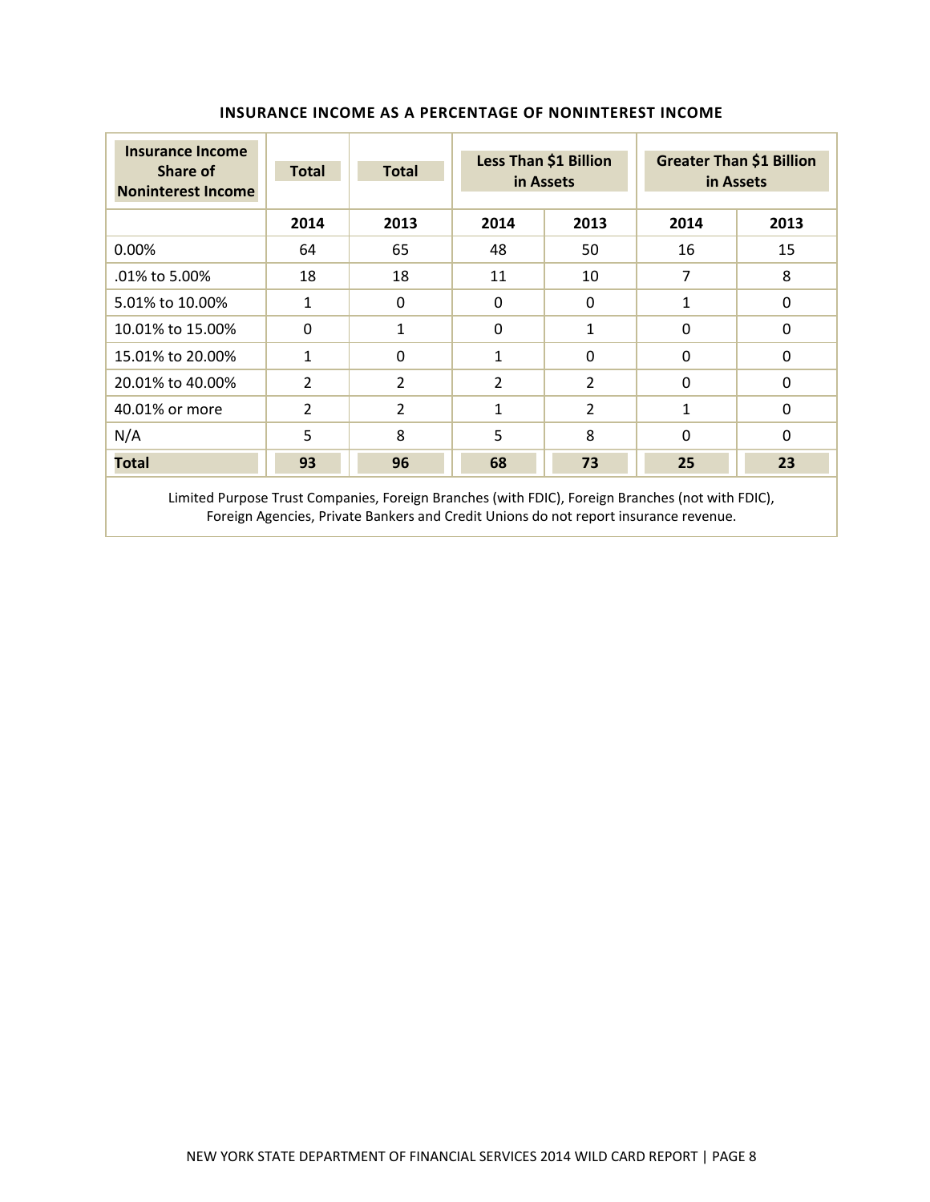### INSURANCE INCOME AS A PERCENTAGE OF NONINTEREST INCOME

| Insurance Income Share of Noninterest Income | Total | Total | Less Than $1 Billion in Assets | | Greater Than $1 Billion in Assets | |
|---|---|---|---|---|---|---|
| | 2014 | 2013 | 2014 | 2013 | 2014 | 2013 |
| 0.00% | 64 | 65 | 48 | 50 | 16 | 15 |
| .01% to 5.00% | 18 | 18 | 11 | 10 | 7 | 8 |
| 5.01% to 10.00% | 1 | 0 | 0 | 0 | 1 | 0 |
| 10.01% to 15.00% | 0 | 1 | 0 | 1 | 0 | 0 |
| 15.01% to 20.00% | 1 | 0 | 1 | 0 | 0 | 0 |
| 20.01% to 40.00% | 2 | 2 | 2 | 2 | 0 | 0 |
| 40.01% or more | 2 | 2 | 1 | 2 | 1 | 0 |
| N/A | 5 | 8 | 5 | 8 | 0 | 0 |
| **Total** | **93** | **96** | **68** | **73** | **25** | **23** |

Limited Purpose Trust Companies, Foreign Branches (with FDIC), Foreign Branches (not with FDIC), Foreign Agencies, Private Bankers and Credit Unions do not report insurance revenue.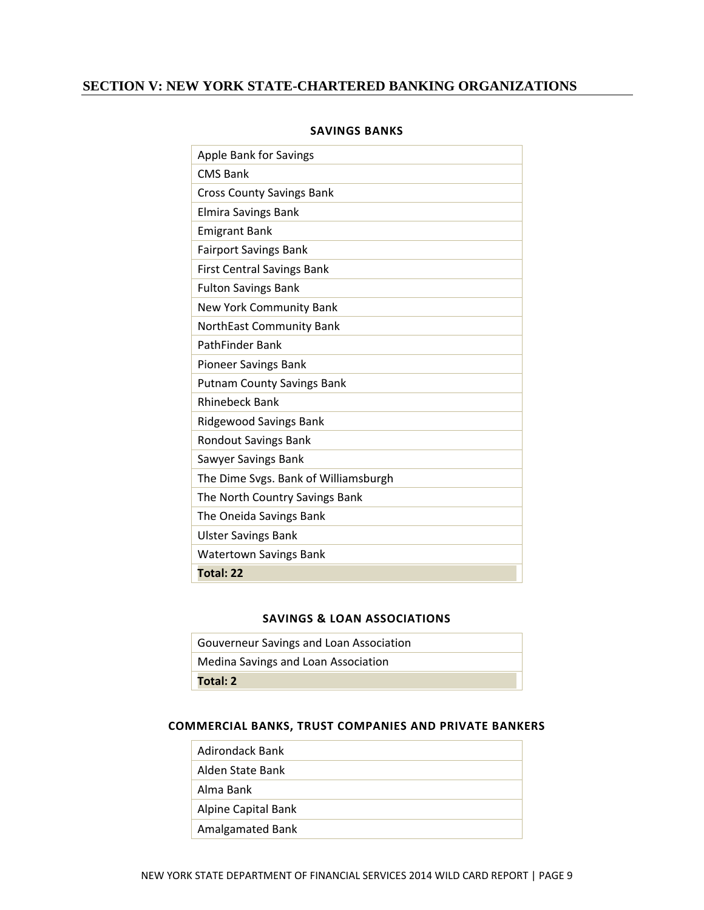## SECTION V: NEW YORK STATE-CHARTERED BANKING ORGANIZATIONS

### SAVINGS BANKS

| |
|---|
| Apple Bank for Savings |
| CMS Bank |
| Cross County Savings Bank |
| Elmira Savings Bank |
| Emigrant Bank |
| Fairport Savings Bank |
| First Central Savings Bank |
| Fulton Savings Bank |
| New York Community Bank |
| NorthEast Community Bank |
| PathFinder Bank |
| Pioneer Savings Bank |
| Putnam County Savings Bank |
| Rhinebeck Bank |
| Ridgewood Savings Bank |
| Rondout Savings Bank |
| Sawyer Savings Bank |
| The Dime Svgs. Bank of Williamsburgh |
| The North Country Savings Bank |
| The Oneida Savings Bank |
| Ulster Savings Bank |
| Watertown Savings Bank |
| **Total: 22** |

### SAVINGS & LOAN ASSOCIATIONS

| |
|---|
| Gouverneur Savings and Loan Association |
| Medina Savings and Loan Association |
| **Total: 2** |

### COMMERCIAL BANKS, TRUST COMPANIES AND PRIVATE BANKERS

| |
|---|
| Adirondack Bank |
| Alden State Bank |
| Alma Bank |
| Alpine Capital Bank |
| Amalgamated Bank |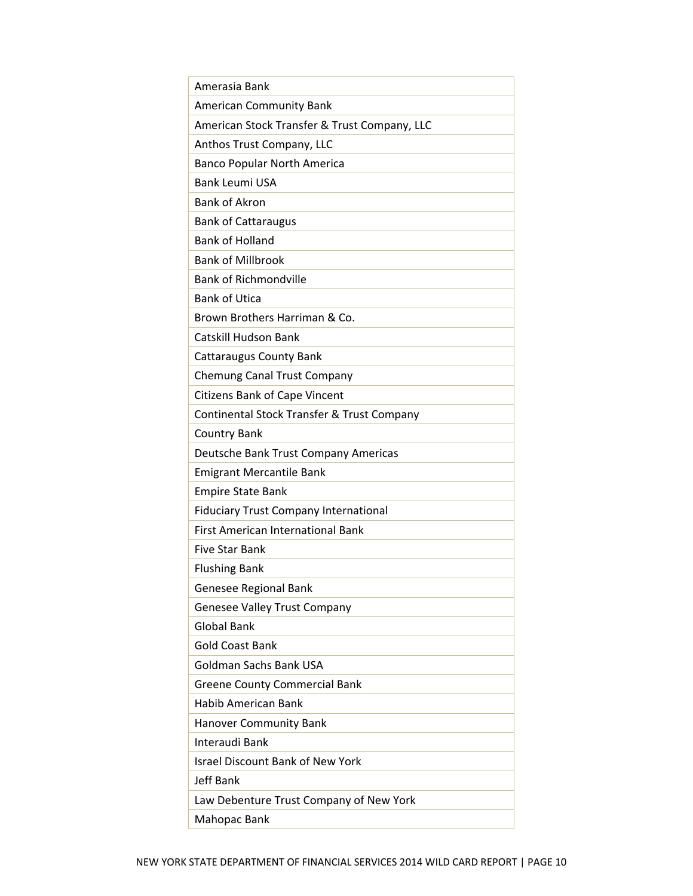| Amerasia Bank |
|---|
| American Community Bank |
| American Stock Transfer & Trust Company, LLC |
| Anthos Trust Company, LLC |
| Banco Popular North America |
| Bank Leumi USA |
| Bank of Akron |
| Bank of Cattaraugus |
| Bank of Holland |
| Bank of Millbrook |
| Bank of Richmondville |
| Bank of Utica |
| Brown Brothers Harriman & Co. |
| Catskill Hudson Bank |
| Cattaraugus County Bank |
| Chemung Canal Trust Company |
| Citizens Bank of Cape Vincent |
| Continental Stock Transfer & Trust Company |
| Country Bank |
| Deutsche Bank Trust Company Americas |
| Emigrant Mercantile Bank |
| Empire State Bank |
| Fiduciary Trust Company International |
| First American International Bank |
| Five Star Bank |
| Flushing Bank |
| Genesee Regional Bank |
| Genesee Valley Trust Company |
| Global Bank |
| Gold Coast Bank |
| Goldman Sachs Bank USA |
| Greene County Commercial Bank |
| Habib American Bank |
| Hanover Community Bank |
| Interaudi Bank |
| Israel Discount Bank of New York |
| Jeff Bank |
| Law Debenture Trust Company of New York |
| Mahopac Bank |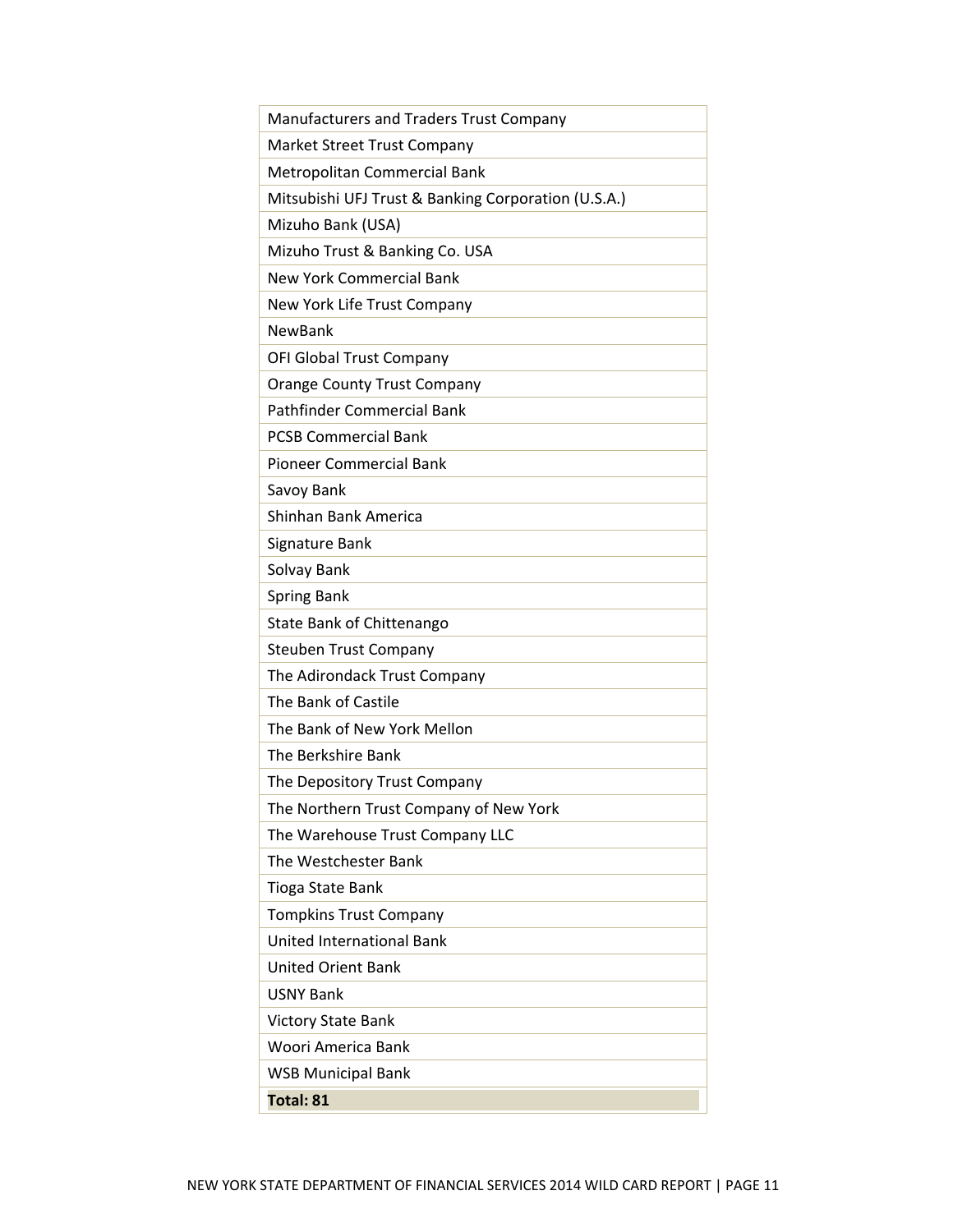| Manufacturers and Traders Trust Company |
|---|
| Market Street Trust Company |
| Metropolitan Commercial Bank |
| Mitsubishi UFJ Trust & Banking Corporation (U.S.A.) |
| Mizuho Bank (USA) |
| Mizuho Trust & Banking Co. USA |
| New York Commercial Bank |
| New York Life Trust Company |
| NewBank |
| OFI Global Trust Company |
| Orange County Trust Company |
| Pathfinder Commercial Bank |
| PCSB Commercial Bank |
| Pioneer Commercial Bank |
| Savoy Bank |
| Shinhan Bank America |
| Signature Bank |
| Solvay Bank |
| Spring Bank |
| State Bank of Chittenango |
| Steuben Trust Company |
| The Adirondack Trust Company |
| The Bank of Castile |
| The Bank of New York Mellon |
| The Berkshire Bank |
| The Depository Trust Company |
| The Northern Trust Company of New York |
| The Warehouse Trust Company LLC |
| The Westchester Bank |
| Tioga State Bank |
| Tompkins Trust Company |
| United International Bank |
| United Orient Bank |
| USNY Bank |
| Victory State Bank |
| Woori America Bank |
| WSB Municipal Bank |
| **Total: 81** |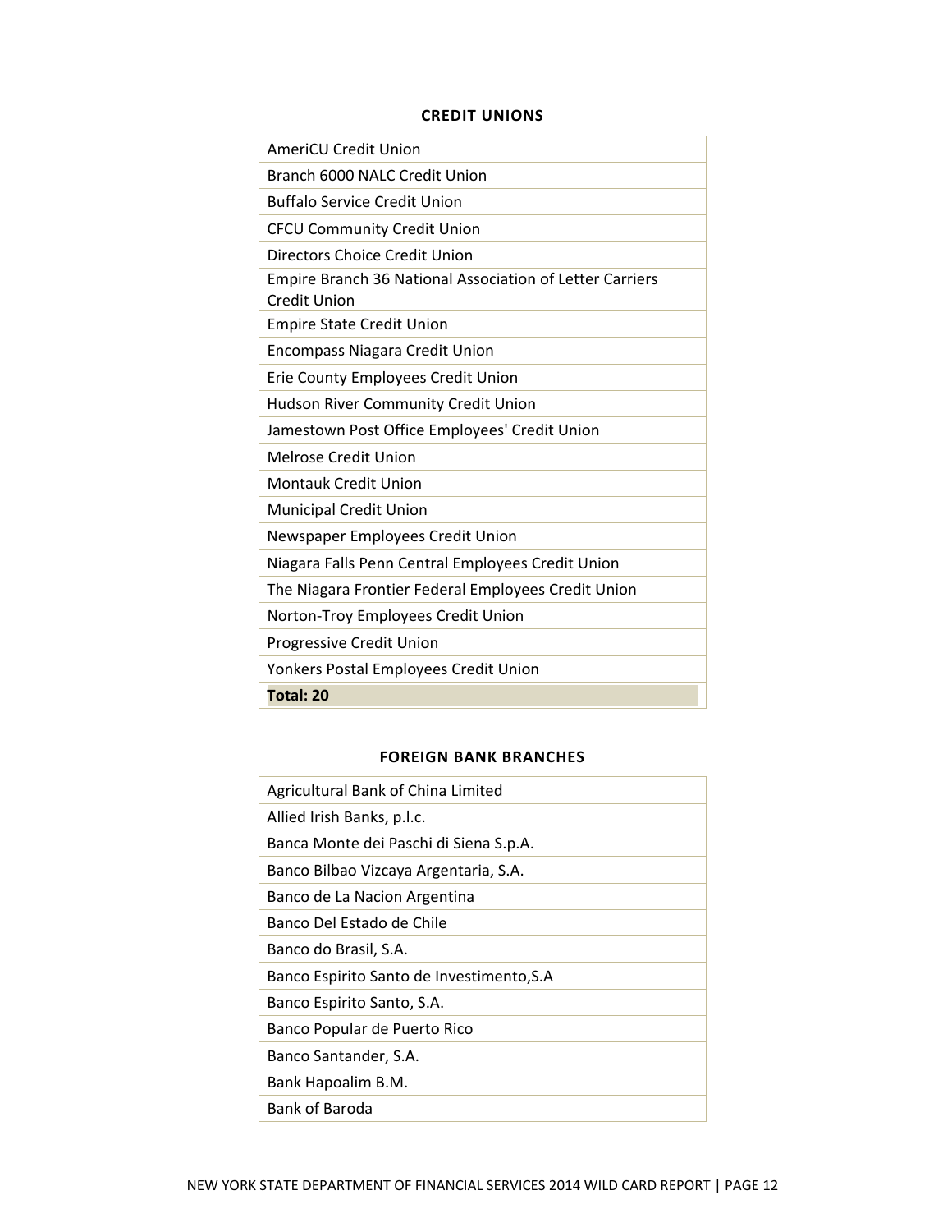### CREDIT UNIONS

| AmeriCU Credit Union |
|---|
| Branch 6000 NALC Credit Union |
| Buffalo Service Credit Union |
| CFCU Community Credit Union |
| Directors Choice Credit Union |
| Empire Branch 36 National Association of Letter Carriers Credit Union |
| Empire State Credit Union |
| Encompass Niagara Credit Union |
| Erie County Employees Credit Union |
| Hudson River Community Credit Union |
| Jamestown Post Office Employees' Credit Union |
| Melrose Credit Union |
| Montauk Credit Union |
| Municipal Credit Union |
| Newspaper Employees Credit Union |
| Niagara Falls Penn Central Employees Credit Union |
| The Niagara Frontier Federal Employees Credit Union |
| Norton-Troy Employees Credit Union |
| Progressive Credit Union |
| Yonkers Postal Employees Credit Union |
| **Total: 20** |

### FOREIGN BANK BRANCHES

| Agricultural Bank of China Limited |
|---|
| Allied Irish Banks, p.l.c. |
| Banca Monte dei Paschi di Siena S.p.A. |
| Banco Bilbao Vizcaya Argentaria, S.A. |
| Banco de La Nacion Argentina |
| Banco Del Estado de Chile |
| Banco do Brasil, S.A. |
| Banco Espirito Santo de Investimento,S.A |
| Banco Espirito Santo, S.A. |
| Banco Popular de Puerto Rico |
| Banco Santander, S.A. |
| Bank Hapoalim B.M. |
| Bank of Baroda |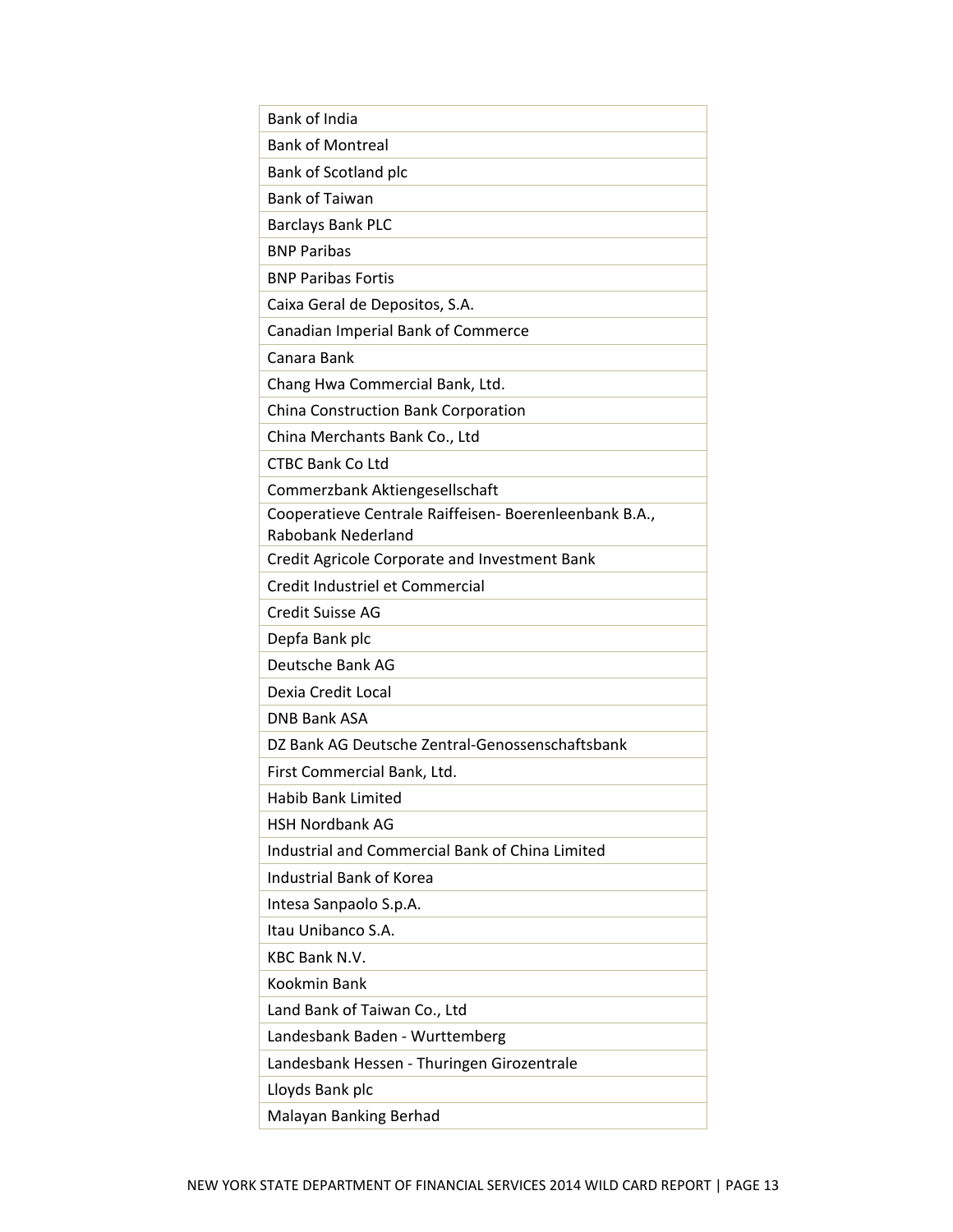| Bank of India |
|---|
| Bank of Montreal |
| Bank of Scotland plc |
| Bank of Taiwan |
| Barclays Bank PLC |
| BNP Paribas |
| BNP Paribas Fortis |
| Caixa Geral de Depositos, S.A. |
| Canadian Imperial Bank of Commerce |
| Canara Bank |
| Chang Hwa Commercial Bank, Ltd. |
| China Construction Bank Corporation |
| China Merchants Bank Co., Ltd |
| CTBC Bank Co Ltd |
| Commerzbank Aktiengesellschaft |
| Cooperatieve Centrale Raiffeisen- Boerenleenbank B.A., Rabobank Nederland |
| Credit Agricole Corporate and Investment Bank |
| Credit Industriel et Commercial |
| Credit Suisse AG |
| Depfa Bank plc |
| Deutsche Bank AG |
| Dexia Credit Local |
| DNB Bank ASA |
| DZ Bank AG Deutsche Zentral-Genossenschaftsbank |
| First Commercial Bank, Ltd. |
| Habib Bank Limited |
| HSH Nordbank AG |
| Industrial and Commercial Bank of China Limited |
| Industrial Bank of Korea |
| Intesa Sanpaolo S.p.A. |
| Itau Unibanco S.A. |
| KBC Bank N.V. |
| Kookmin Bank |
| Land Bank of Taiwan Co., Ltd |
| Landesbank Baden - Wurttemberg |
| Landesbank Hessen - Thuringen Girozentrale |
| Lloyds Bank plc |
| Malayan Banking Berhad |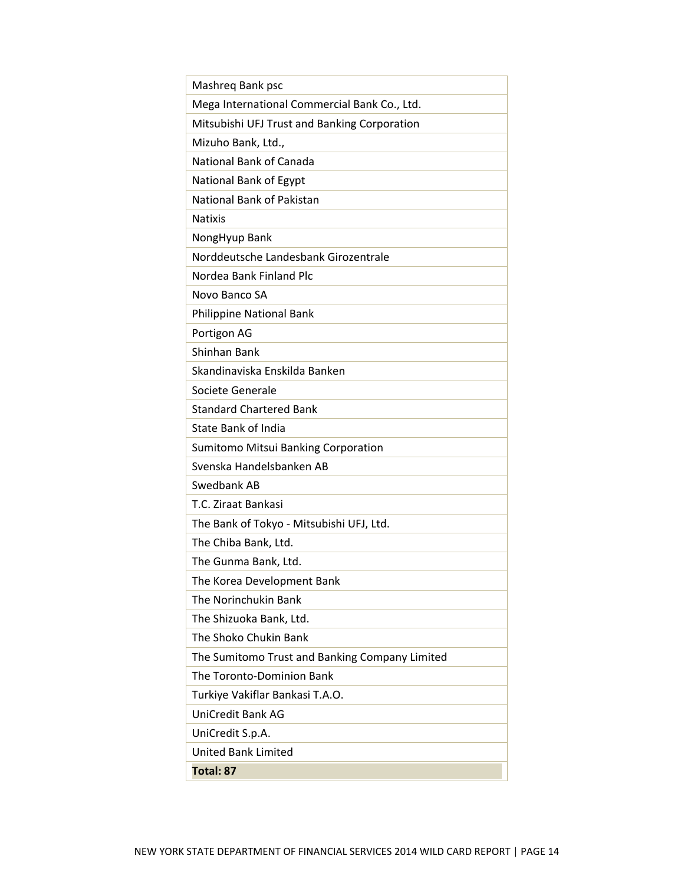| |
| --- |
| Mashreq Bank psc |
| Mega International Commercial Bank Co., Ltd. |
| Mitsubishi UFJ Trust and Banking Corporation |
| Mizuho Bank, Ltd., |
| National Bank of Canada |
| National Bank of Egypt |
| National Bank of Pakistan |
| Natixis |
| NongHyup Bank |
| Norddeutsche Landesbank Girozentrale |
| Nordea Bank Finland Plc |
| Novo Banco SA |
| Philippine National Bank |
| Portigon AG |
| Shinhan Bank |
| Skandinaviska Enskilda Banken |
| Societe Generale |
| Standard Chartered Bank |
| State Bank of India |
| Sumitomo Mitsui Banking Corporation |
| Svenska Handelsbanken AB |
| Swedbank AB |
| T.C. Ziraat Bankasi |
| The Bank of Tokyo - Mitsubishi UFJ, Ltd. |
| The Chiba Bank, Ltd. |
| The Gunma Bank, Ltd. |
| The Korea Development Bank |
| The Norinchukin Bank |
| The Shizuoka Bank, Ltd. |
| The Shoko Chukin Bank |
| The Sumitomo Trust and Banking Company Limited |
| The Toronto-Dominion Bank |
| Turkiye Vakiflar Bankasi T.A.O. |
| UniCredit Bank AG |
| UniCredit S.p.A. |
| United Bank Limited |
| **Total: 87** |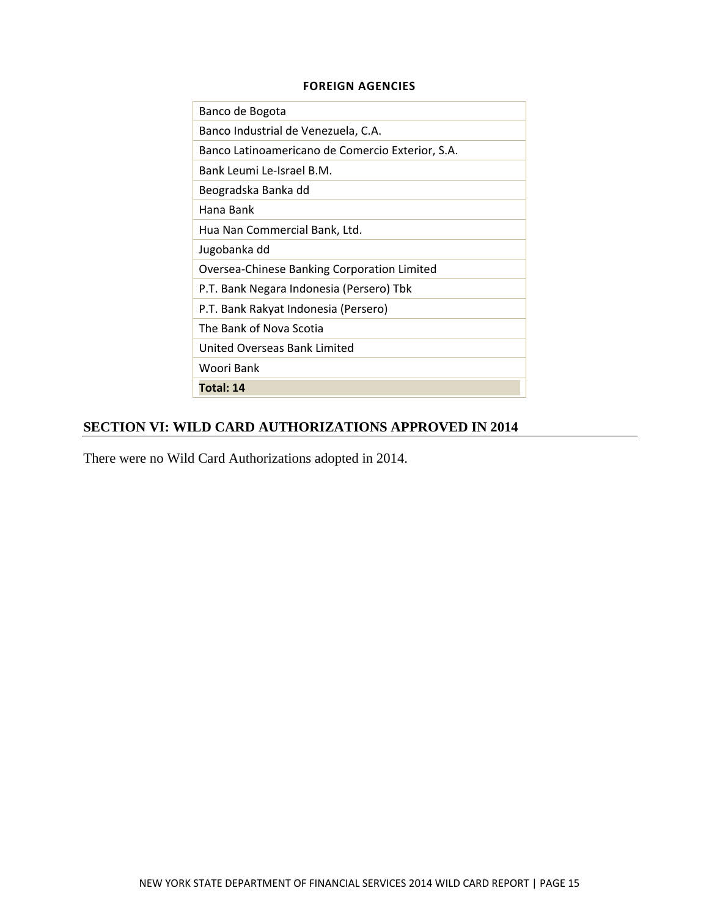**FOREIGN AGENCIES**

| |
|---|
| Banco de Bogota |
| Banco Industrial de Venezuela, C.A. |
| Banco Latinoamericano de Comercio Exterior, S.A. |
| Bank Leumi Le-Israel B.M. |
| Beogradska Banka dd |
| Hana Bank |
| Hua Nan Commercial Bank, Ltd. |
| Jugobanka dd |
| Oversea-Chinese Banking Corporation Limited |
| P.T. Bank Negara Indonesia (Persero) Tbk |
| P.T. Bank Rakyat Indonesia (Persero) |
| The Bank of Nova Scotia |
| United Overseas Bank Limited |
| Woori Bank |
| **Total: 14** |

## SECTION VI: WILD CARD AUTHORIZATIONS APPROVED IN 2014

There were no Wild Card Authorizations adopted in 2014.